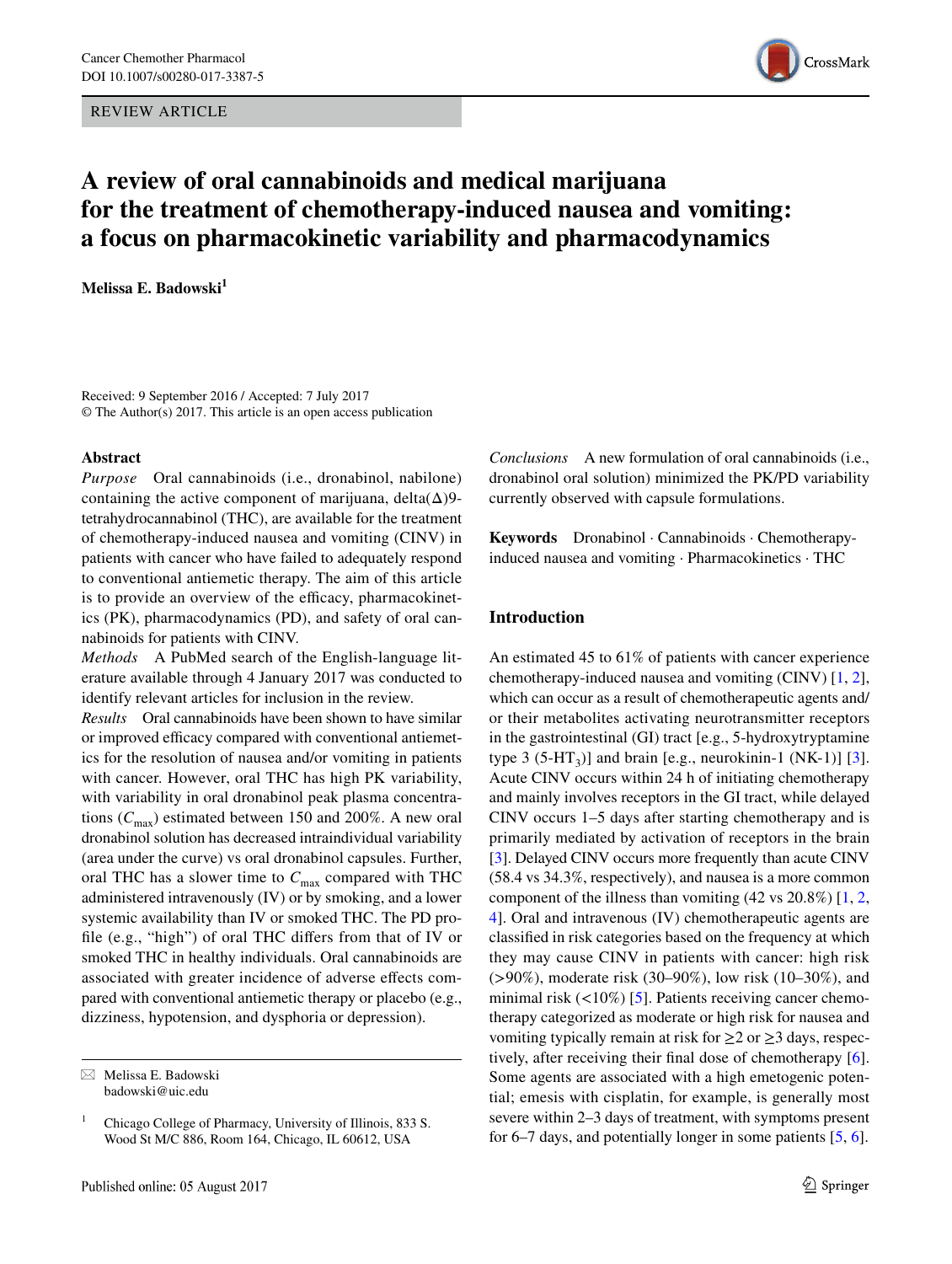REVIEW ARTICLE

# A review of oral cannabinoids and medical marijuana for the treatment of chemotherapy-induced nausea and vomiting: a focus on pharmacokinetic variability and pharmacodynamics

**Melissa E. Badowski**[1]

Received: 9 September 2016 / Accepted: 7 July 2017
© The Author(s) 2017. This article is an open access publication

## Abstract

*Purpose* Oral cannabinoids (i.e., dronabinol, nabilone) containing the active component of marijuana, delta(Δ)9-tetrahydrocannabinol (THC), are available for the treatment of chemotherapy-induced nausea and vomiting (CINV) in patients with cancer who have failed to adequately respond to conventional antiemetic therapy. The aim of this article is to provide an overview of the efficacy, pharmacokinetics (PK), pharmacodynamics (PD), and safety of oral cannabinoids for patients with CINV.

*Methods* A PubMed search of the English-language literature available through 4 January 2017 was conducted to identify relevant articles for inclusion in the review.

*Results* Oral cannabinoids have been shown to have similar or improved efficacy compared with conventional antiemetics for the resolution of nausea and/or vomiting in patients with cancer. However, oral THC has high PK variability, with variability in oral dronabinol peak plasma concentrations ($C_{max}$) estimated between 150 and 200%. A new oral dronabinol solution has decreased intraindividual variability (area under the curve) vs oral dronabinol capsules. Further, oral THC has a slower time to $C_{max}$ compared with THC administered intravenously (IV) or by smoking, and a lower systemic availability than IV or smoked THC. The PD profile (e.g., "high") of oral THC differs from that of IV or smoked THC in healthy individuals. Oral cannabinoids are associated with greater incidence of adverse effects compared with conventional antiemetic therapy or placebo (e.g., dizziness, hypotension, and dysphoria or depression).

*Conclusions* A new formulation of oral cannabinoids (i.e., dronabinol oral solution) minimized the PK/PD variability currently observed with capsule formulations.

**Keywords** Dronabinol · Cannabinoids · Chemotherapy-induced nausea and vomiting · Pharmacokinetics · THC

✉ Melissa E. Badowski
badowski@uic.edu

[1] Chicago College of Pharmacy, University of Illinois, 833 S. Wood St M/C 886, Room 164, Chicago, IL 60612, USA

## Introduction

An estimated 45 to 61% of patients with cancer experience chemotherapy-induced nausea and vomiting (CINV) [1, 2], which can occur as a result of chemotherapeutic agents and/or their metabolites activating neurotransmitter receptors in the gastrointestinal (GI) tract [e.g., 5-hydroxytryptamine type 3 ($5\text{-HT}_3$)] and brain [e.g., neurokinin-1 (NK-1)] [3]. Acute CINV occurs within 24 h of initiating chemotherapy and mainly involves receptors in the GI tract, while delayed CINV occurs 1–5 days after starting chemotherapy and is primarily mediated by activation of receptors in the brain [3]. Delayed CINV occurs more frequently than acute CINV (58.4 vs 34.3%, respectively), and nausea is a more common component of the illness than vomiting (42 vs 20.8%) [1, 2, 4]. Oral and intravenous (IV) chemotherapeutic agents are classified in risk categories based on the frequency at which they may cause CINV in patients with cancer: high risk (>90%), moderate risk (30–90%), low risk (10–30%), and minimal risk (<10%) [5]. Patients receiving cancer chemotherapy categorized as moderate or high risk for nausea and vomiting typically remain at risk for ≥2 or ≥3 days, respectively, after receiving their final dose of chemotherapy [6]. Some agents are associated with a high emetogenic potential; emesis with cisplatin, for example, is generally most severe within 2–3 days of treatment, with symptoms present for 6–7 days, and potentially longer in some patients [5, 6].

Published online: 05 August 2017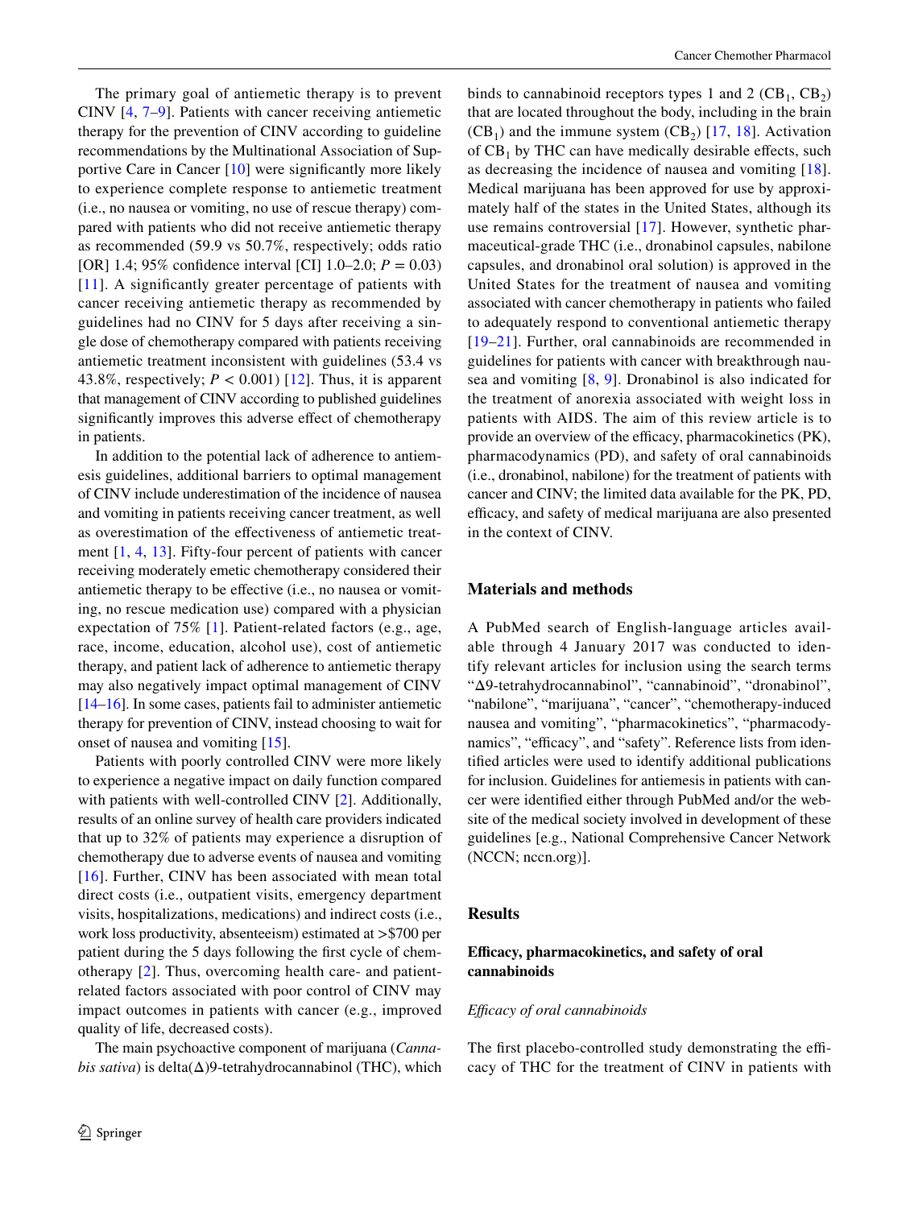The primary goal of antiemetic therapy is to prevent CINV [4, 7–9]. Patients with cancer receiving antiemetic therapy for the prevention of CINV according to guideline recommendations by the Multinational Association of Supportive Care in Cancer [10] were significantly more likely to experience complete response to antiemetic treatment (i.e., no nausea or vomiting, no use of rescue therapy) compared with patients who did not receive antiemetic therapy as recommended (59.9 vs 50.7%, respectively; odds ratio [OR] 1.4; 95% confidence interval [CI] 1.0–2.0; $P = 0.03$) [11]. A significantly greater percentage of patients with cancer receiving antiemetic therapy as recommended by guidelines had no CINV for 5 days after receiving a single dose of chemotherapy compared with patients receiving antiemetic treatment inconsistent with guidelines (53.4 vs 43.8%, respectively; $P < 0.001$) [12]. Thus, it is apparent that management of CINV according to published guidelines significantly improves this adverse effect of chemotherapy in patients.

In addition to the potential lack of adherence to antiemesis guidelines, additional barriers to optimal management of CINV include underestimation of the incidence of nausea and vomiting in patients receiving cancer treatment, as well as overestimation of the effectiveness of antiemetic treatment [1, 4, 13]. Fifty-four percent of patients with cancer receiving moderately emetic chemotherapy considered their antiemetic therapy to be effective (i.e., no nausea or vomiting, no rescue medication use) compared with a physician expectation of 75% [1]. Patient-related factors (e.g., age, race, income, education, alcohol use), cost of antiemetic therapy, and patient lack of adherence to antiemetic therapy may also negatively impact optimal management of CINV [14–16]. In some cases, patients fail to administer antiemetic therapy for prevention of CINV, instead choosing to wait for onset of nausea and vomiting [15].

Patients with poorly controlled CINV were more likely to experience a negative impact on daily function compared with patients with well-controlled CINV [2]. Additionally, results of an online survey of health care providers indicated that up to 32% of patients may experience a disruption of chemotherapy due to adverse events of nausea and vomiting [16]. Further, CINV has been associated with mean total direct costs (i.e., outpatient visits, emergency department visits, hospitalizations, medications) and indirect costs (i.e., work loss productivity, absenteeism) estimated at >$700 per patient during the 5 days following the first cycle of chemotherapy [2]. Thus, overcoming health care- and patient-related factors associated with poor control of CINV may impact outcomes in patients with cancer (e.g., improved quality of life, decreased costs).

The main psychoactive component of marijuana (*Cannabis sativa*) is delta(Δ)9-tetrahydrocannabinol (THC), which binds to cannabinoid receptors types 1 and 2 ($CB_1$, $CB_2$) that are located throughout the body, including in the brain ($CB_1$) and the immune system ($CB_2$) [17, 18]. Activation of $CB_1$ by THC can have medically desirable effects, such as decreasing the incidence of nausea and vomiting [18]. Medical marijuana has been approved for use by approximately half of the states in the United States, although its use remains controversial [17]. However, synthetic pharmaceutical-grade THC (i.e., dronabinol capsules, nabilone capsules, and dronabinol oral solution) is approved in the United States for the treatment of nausea and vomiting associated with cancer chemotherapy in patients who failed to adequately respond to conventional antiemetic therapy [19–21]. Further, oral cannabinoids are recommended in guidelines for patients with cancer with breakthrough nausea and vomiting [8, 9]. Dronabinol is also indicated for the treatment of anorexia associated with weight loss in patients with AIDS. The aim of this review article is to provide an overview of the efficacy, pharmacokinetics (PK), pharmacodynamics (PD), and safety of oral cannabinoids (i.e., dronabinol, nabilone) for the treatment of patients with cancer and CINV; the limited data available for the PK, PD, efficacy, and safety of medical marijuana are also presented in the context of CINV.

## Materials and methods

A PubMed search of English-language articles available through 4 January 2017 was conducted to identify relevant articles for inclusion using the search terms "Δ9-tetrahydrocannabinol", "cannabinoid", "dronabinol", "nabilone", "marijuana", "cancer", "chemotherapy-induced nausea and vomiting", "pharmacokinetics", "pharmacodynamics", "efficacy", and "safety". Reference lists from identified articles were used to identify additional publications for inclusion. Guidelines for antiemesis in patients with cancer were identified either through PubMed and/or the website of the medical society involved in development of these guidelines [e.g., National Comprehensive Cancer Network (NCCN; nccn.org)].

## Results

### Efficacy, pharmacokinetics, and safety of oral cannabinoids

#### *Efficacy of oral cannabinoids*

The first placebo-controlled study demonstrating the efficacy of THC for the treatment of CINV in patients with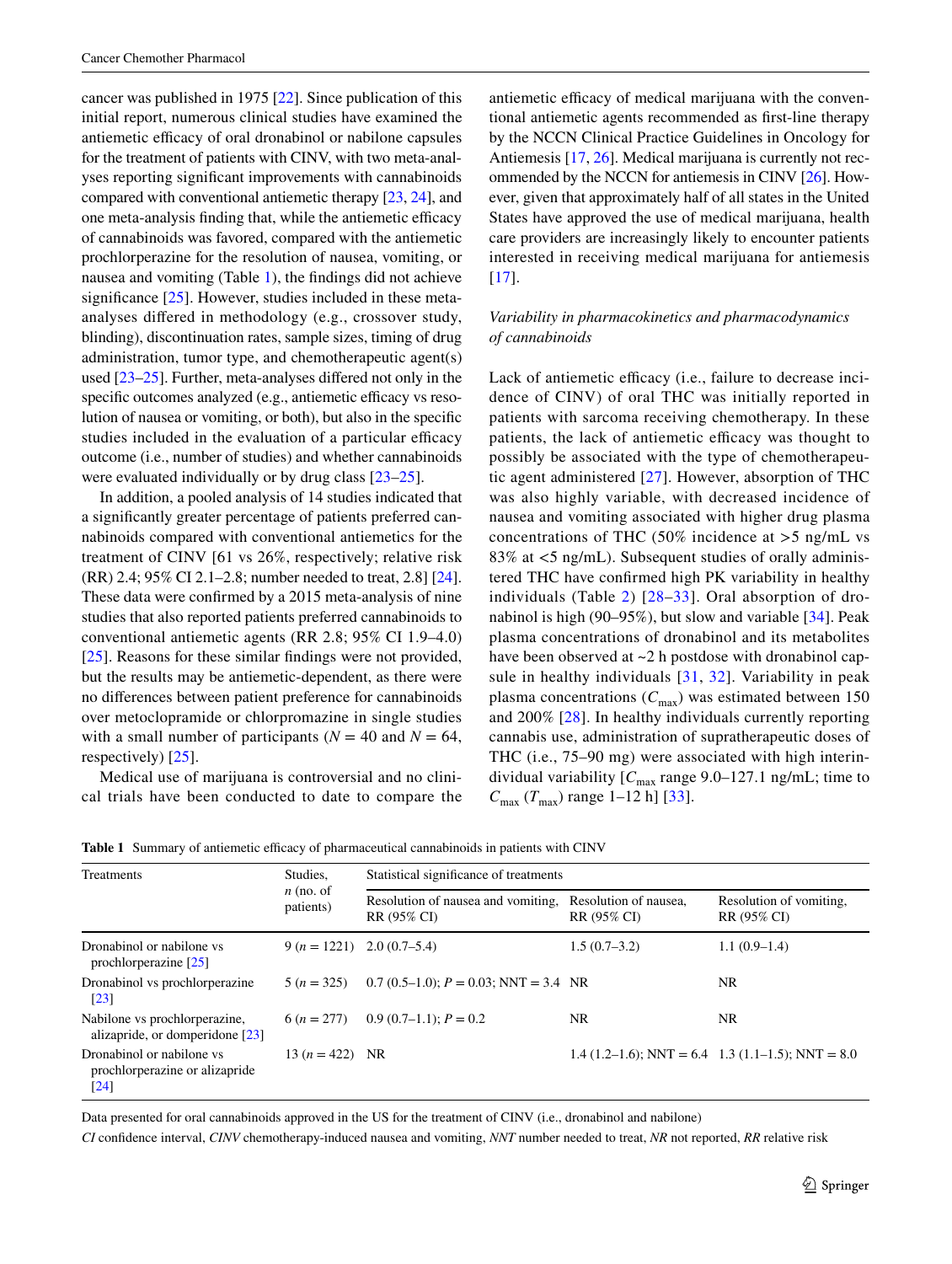cancer was published in 1975 [22]. Since publication of this initial report, numerous clinical studies have examined the antiemetic efficacy of oral dronabinol or nabilone capsules for the treatment of patients with CINV, with two meta-analyses reporting significant improvements with cannabinoids compared with conventional antiemetic therapy [23, 24], and one meta-analysis finding that, while the antiemetic efficacy of cannabinoids was favored, compared with the antiemetic prochlorperazine for the resolution of nausea, vomiting, or nausea and vomiting (Table 1), the findings did not achieve significance [25]. However, studies included in these meta-analyses differed in methodology (e.g., crossover study, blinding), discontinuation rates, sample sizes, timing of drug administration, tumor type, and chemotherapeutic agent(s) used [23–25]. Further, meta-analyses differed not only in the specific outcomes analyzed (e.g., antiemetic efficacy vs resolution of nausea or vomiting, or both), but also in the specific studies included in the evaluation of a particular efficacy outcome (i.e., number of studies) and whether cannabinoids were evaluated individually or by drug class [23–25].

In addition, a pooled analysis of 14 studies indicated that a significantly greater percentage of patients preferred cannabinoids compared with conventional antiemetics for the treatment of CINV [61 vs 26%, respectively; relative risk (RR) 2.4; 95% CI 2.1–2.8; number needed to treat, 2.8] [24]. These data were confirmed by a 2015 meta-analysis of nine studies that also reported patients preferred cannabinoids to conventional antiemetic agents (RR 2.8; 95% CI 1.9–4.0) [25]. Reasons for these similar findings were not provided, but the results may be antiemetic-dependent, as there were no differences between patient preference for cannabinoids over metoclopramide or chlorpromazine in single studies with a small number of participants ($N = 40$ and $N = 64$, respectively) [25].

Medical use of marijuana is controversial and no clinical trials have been conducted to date to compare the antiemetic efficacy of medical marijuana with the conventional antiemetic agents recommended as first-line therapy by the NCCN Clinical Practice Guidelines in Oncology for Antiemesis [17, 26]. Medical marijuana is currently not recommended by the NCCN for antiemesis in CINV [26]. However, given that approximately half of all states in the United States have approved the use of medical marijuana, health care providers are increasingly likely to encounter patients interested in receiving medical marijuana for antiemesis [17].

### *Variability in pharmacokinetics and pharmacodynamics of cannabinoids*

Lack of antiemetic efficacy (i.e., failure to decrease incidence of CINV) of oral THC was initially reported in patients with sarcoma receiving chemotherapy. In these patients, the lack of antiemetic efficacy was thought to possibly be associated with the type of chemotherapeutic agent administered [27]. However, absorption of THC was also highly variable, with decreased incidence of nausea and vomiting associated with higher drug plasma concentrations of THC (50% incidence at >5 ng/mL vs 83% at <5 ng/mL). Subsequent studies of orally administered THC have confirmed high PK variability in healthy individuals (Table 2) [28–33]. Oral absorption of dronabinol is high (90–95%), but slow and variable [34]. Peak plasma concentrations of dronabinol and its metabolites have been observed at ~2 h postdose with dronabinol capsule in healthy individuals [31, 32]. Variability in peak plasma concentrations ($C_{max}$) was estimated between 150 and 200% [28]. In healthy individuals currently reporting cannabis use, administration of supratherapeutic doses of THC (i.e., 75–90 mg) were associated with high interindividual variability [$C_{max}$ range 9.0–127.1 ng/mL; time to $C_{max}$ ($T_{max}$) range 1–12 h] [33].

**Table 1** Summary of antiemetic efficacy of pharmaceutical cannabinoids in patients with CINV

| Treatments | Studies, *n* (no. of patients) | Statistical significance of treatments | | |
|---|---|---|---|---|
| | | Resolution of nausea and vomiting, RR (95% CI) | Resolution of nausea, RR (95% CI) | Resolution of vomiting, RR (95% CI) |
| Dronabinol or nabilone vs prochlorperazine [25] | 9 ($n = 1221$) | 2.0 (0.7–5.4) | 1.5 (0.7–3.2) | 1.1 (0.9–1.4) |
| Dronabinol vs prochlorperazine [23] | 5 ($n = 325$) | 0.7 (0.5–1.0); $P = 0.03$; NNT = 3.4 | NR | NR |
| Nabilone vs prochlorperazine, alizapride, or domperidone [23] | 6 ($n = 277$) | 0.9 (0.7–1.1); $P = 0.2$ | NR | NR |
| Dronabinol or nabilone vs prochlorperazine or alizapride [24] | 13 ($n = 422$) | NR | 1.4 (1.2–1.6); NNT = 6.4 | 1.3 (1.1–1.5); NNT = 8.0 |

Data presented for oral cannabinoids approved in the US for the treatment of CINV (i.e., dronabinol and nabilone)

*CI* confidence interval, *CINV* chemotherapy-induced nausea and vomiting, *NNT* number needed to treat, *NR* not reported, *RR* relative risk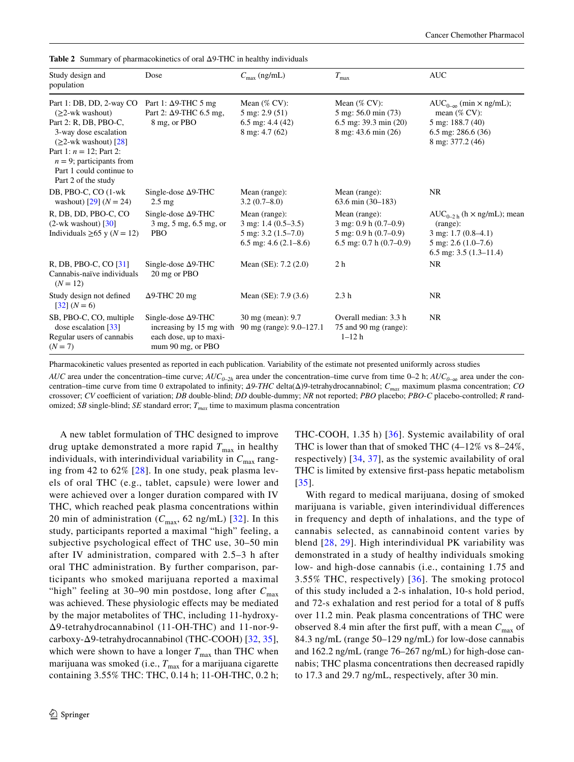**Table 2** Summary of pharmacokinetics of oral Δ9-THC in healthy individuals

| Study design and population | Dose | $C_{max}$ (ng/mL) | $T_{max}$ | AUC |
|---|---|---|---|---|
| Part 1: DB, DD, 2-way CO (≥2-wk washout)<br>Part 2: R, DB, PBO-C, 3-way dose escalation (≥2-wk washout) [28]<br>Part 1: $n = 12$; Part 2: $n = 9$; participants from Part 1 could continue to Part 2 of the study | Part 1: Δ9-THC 5 mg<br>Part 2: Δ9-THC 6.5 mg, 8 mg, or PBO | Mean (% CV):<br>5 mg: 2.9 (51)<br>6.5 mg: 4.4 (42)<br>8 mg: 4.7 (62) | Mean (% CV):<br>5 mg: 56.0 min (73)<br>6.5 mg: 39.3 min (20)<br>8 mg: 43.6 min (26) | $AUC_{0-\infty}$ (min × ng/mL); mean (% CV):<br>5 mg: 188.7 (40)<br>6.5 mg: 286.6 (36)<br>8 mg: 377.2 (46) |
| DB, PBO-C, CO (1-wk washout) [29] ($N = 24$) | Single-dose Δ9-THC 2.5 mg | Mean (range):<br>3.2 (0.7–8.0) | Mean (range):<br>63.6 min (30–183) | NR |
| R, DB, DD, PBO-C, CO (2-wk washout) [30]<br>Individuals ≥65 y ($N = 12$) | Single-dose Δ9-THC 3 mg, 5 mg, 6.5 mg, or PBO | Mean (range):<br>3 mg: 1.4 (0.5–3.5)<br>5 mg: 3.2 (1.5–7.0)<br>6.5 mg: 4.6 (2.1–8.6) | Mean (range):<br>3 mg: 0.9 h (0.7–0.9)<br>5 mg: 0.9 h (0.7–0.9)<br>6.5 mg: 0.7 h (0.7–0.9) | $AUC_{0-2\,h}$ (h × ng/mL); mean (range):<br>3 mg: 1.7 (0.8–4.1)<br>5 mg: 2.6 (1.0–7.6)<br>6.5 mg: 3.5 (1.3–11.4) |
| R, DB, PBO-C, CO [31]<br>Cannabis-naïve individuals ($N = 12$) | Single-dose Δ9-THC 20 mg or PBO | Mean (SE): 7.2 (2.0) | 2 h | NR |
| Study design not defined [32] ($N = 6$) | Δ9-THC 20 mg | Mean (SE): 7.9 (3.6) | 2.3 h | NR |
| SB, PBO-C, CO, multiple dose escalation [33]<br>Regular users of cannabis ($N = 7$) | Single-dose Δ9-THC increasing by 15 mg with each dose, up to maximum 90 mg, or PBO | 30 mg (mean): 9.7<br>90 mg (range): 9.0–127.1 | Overall median: 3.3 h<br>75 and 90 mg (range): 1–12 h | NR |

Pharmacokinetic values presented as reported in each publication. Variability of the estimate not presented uniformly across studies

*AUC* area under the concentration–time curve; $AUC_{0-2h}$ area under the concentration–time curve from time 0–2 h; $AUC_{0-\infty}$ area under the concentration–time curve from time 0 extrapolated to infinity; *Δ9-THC* delta(Δ)9-tetrahydrocannabinol; $C_{max}$ maximum plasma concentration; *CO* crossover; *CV* coefficient of variation; *DB* double-blind; *DD* double-dummy; *NR* not reported; *PBO* placebo; *PBO-C* placebo-controlled; *R* randomized; *SB* single-blind; *SE* standard error; $T_{max}$ time to maximum plasma concentration

A new tablet formulation of THC designed to improve drug uptake demonstrated a more rapid $T_{max}$ in healthy individuals, with interindividual variability in $C_{max}$ ranging from 42 to 62% [28]. In one study, peak plasma levels of oral THC (e.g., tablet, capsule) were lower and were achieved over a longer duration compared with IV THC, which reached peak plasma concentrations within 20 min of administration ($C_{max}$, 62 ng/mL) [32]. In this study, participants reported a maximal "high" feeling, a subjective psychological effect of THC use, 30–50 min after IV administration, compared with 2.5–3 h after oral THC administration. By further comparison, participants who smoked marijuana reported a maximal "high" feeling at 30–90 min postdose, long after $C_{max}$ was achieved. These physiologic effects may be mediated by the major metabolites of THC, including 11-hydroxy-Δ9-tetrahydrocannabinol (11-OH-THC) and 11-nor-9-carboxy-Δ9-tetrahydrocannabinol (THC-COOH) [32, 35], which were shown to have a longer $T_{max}$ than THC when marijuana was smoked (i.e., $T_{max}$ for a marijuana cigarette containing 3.55% THC: THC, 0.14 h; 11-OH-THC, 0.2 h; THC-COOH, 1.35 h) [36]. Systemic availability of oral THC is lower than that of smoked THC (4–12% vs 8–24%, respectively) [34, 37], as the systemic availability of oral THC is limited by extensive first-pass hepatic metabolism [35].

With regard to medical marijuana, dosing of smoked marijuana is variable, given interindividual differences in frequency and depth of inhalations, and the type of cannabis selected, as cannabinoid content varies by blend [28, 29]. High interindividual PK variability was demonstrated in a study of healthy individuals smoking low- and high-dose cannabis (i.e., containing 1.75 and 3.55% THC, respectively) [36]. The smoking protocol of this study included a 2-s inhalation, 10-s hold period, and 72-s exhalation and rest period for a total of 8 puffs over 11.2 min. Peak plasma concentrations of THC were observed 8.4 min after the first puff, with a mean $C_{max}$ of 84.3 ng/mL (range 50–129 ng/mL) for low-dose cannabis and 162.2 ng/mL (range 76–267 ng/mL) for high-dose cannabis; THC plasma concentrations then decreased rapidly to 17.3 and 29.7 ng/mL, respectively, after 30 min.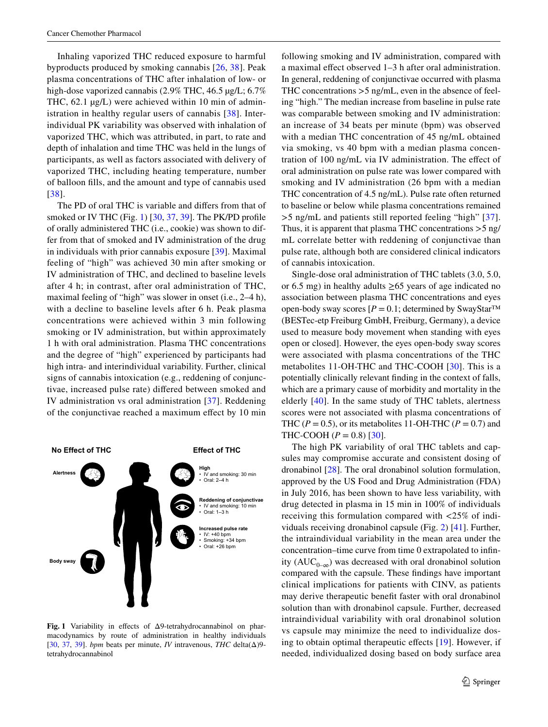Inhaling vaporized THC reduced exposure to harmful byproducts produced by smoking cannabis [26, 38]. Peak plasma concentrations of THC after inhalation of low- or high-dose vaporized cannabis (2.9% THC, 46.5 μg/L; 6.7% THC, 62.1 μg/L) were achieved within 10 min of administration in healthy regular users of cannabis [38]. Interindividual PK variability was observed with inhalation of vaporized THC, which was attributed, in part, to rate and depth of inhalation and time THC was held in the lungs of participants, as well as factors associated with delivery of vaporized THC, including heating temperature, number of balloon fills, and the amount and type of cannabis used [38].

The PD of oral THC is variable and differs from that of smoked or IV THC (Fig. 1) [30, 37, 39]. The PK/PD profile of orally administered THC (i.e., cookie) was shown to differ from that of smoked and IV administration of the drug in individuals with prior cannabis exposure [39]. Maximal feeling of "high" was achieved 30 min after smoking or IV administration of THC, and declined to baseline levels after 4 h; in contrast, after oral administration of THC, maximal feeling of "high" was slower in onset (i.e., 2–4 h), with a decline to baseline levels after 6 h. Peak plasma concentrations were achieved within 3 min following smoking or IV administration, but within approximately 1 h with oral administration. Plasma THC concentrations and the degree of "high" experienced by participants had high intra- and interindividual variability. Further, clinical signs of cannabis intoxication (e.g., reddening of conjunctivae, increased pulse rate) differed between smoked and IV administration vs oral administration [37]. Reddening of the conjunctivae reached a maximum effect by 10 min following smoking and IV administration, compared with a maximal effect observed 1–3 h after oral administration. In general, reddening of conjunctivae occurred with plasma THC concentrations >5 ng/mL, even in the absence of feeling "high." The median increase from baseline in pulse rate was comparable between smoking and IV administration: an increase of 34 beats per minute (bpm) was observed with a median THC concentration of 45 ng/mL obtained via smoking, vs 40 bpm with a median plasma concentration of 100 ng/mL via IV administration. The effect of oral administration on pulse rate was lower compared with smoking and IV administration (26 bpm with a median THC concentration of 4.5 ng/mL). Pulse rate often returned to baseline or below while plasma concentrations remained >5 ng/mL and patients still reported feeling "high" [37]. Thus, it is apparent that plasma THC concentrations >5 ng/mL correlate better with reddening of conjunctivae than pulse rate, although both are considered clinical indicators of cannabis intoxication.

| No Effect of THC | Effect of THC |
|---|---|
| Alertness | **High** • IV and smoking: 30 min • Oral: 2–4 h |
| | **Reddening of conjunctivae** • IV and smoking: 10 min • Oral: 1–3 h |
| | **Increased pulse rate** • IV: +40 bpm • Smoking: +34 bpm • Oral: +26 bpm |
| Body sway | |

**Fig. 1** Variability in effects of Δ9-tetrahydrocannabinol on pharmacodynamics by route of administration in healthy individuals [30, 37, 39]. *bpm* beats per minute, *IV* intravenous, *THC* delta(Δ)9-tetrahydrocannabinol

Single-dose oral administration of THC tablets (3.0, 5.0, or 6.5 mg) in healthy adults ≥65 years of age indicated no association between plasma THC concentrations and eyes open-body sway scores [$P = 0.1$; determined by SwayStar™ (BESTec-etp Freiburg GmbH, Freiburg, Germany), a device used to measure body movement when standing with eyes open or closed]. However, the eyes open-body sway scores were associated with plasma concentrations of the THC metabolites 11-OH-THC and THC-COOH [30]. This is a potentially clinically relevant finding in the context of falls, which are a primary cause of morbidity and mortality in the elderly [40]. In the same study of THC tablets, alertness scores were not associated with plasma concentrations of THC ($P = 0.5$), or its metabolites 11-OH-THC ($P = 0.7$) and THC-COOH ($P = 0.8$) [30].

The high PK variability of oral THC tablets and capsules may compromise accurate and consistent dosing of dronabinol [28]. The oral dronabinol solution formulation, approved by the US Food and Drug Administration (FDA) in July 2016, has been shown to have less variability, with drug detected in plasma in 15 min in 100% of individuals receiving this formulation compared with <25% of individuals receiving dronabinol capsule (Fig. 2) [41]. Further, the intraindividual variability in the mean area under the concentration–time curve from time 0 extrapolated to infinity ($AUC_{0-\infty}$) was decreased with oral dronabinol solution compared with the capsule. These findings have important clinical implications for patients with CINV, as patients may derive therapeutic benefit faster with oral dronabinol solution than with dronabinol capsule. Further, decreased intraindividual variability with oral dronabinol solution vs capsule may minimize the need to individualize dosing to obtain optimal therapeutic effects [19]. However, if needed, individualized dosing based on body surface area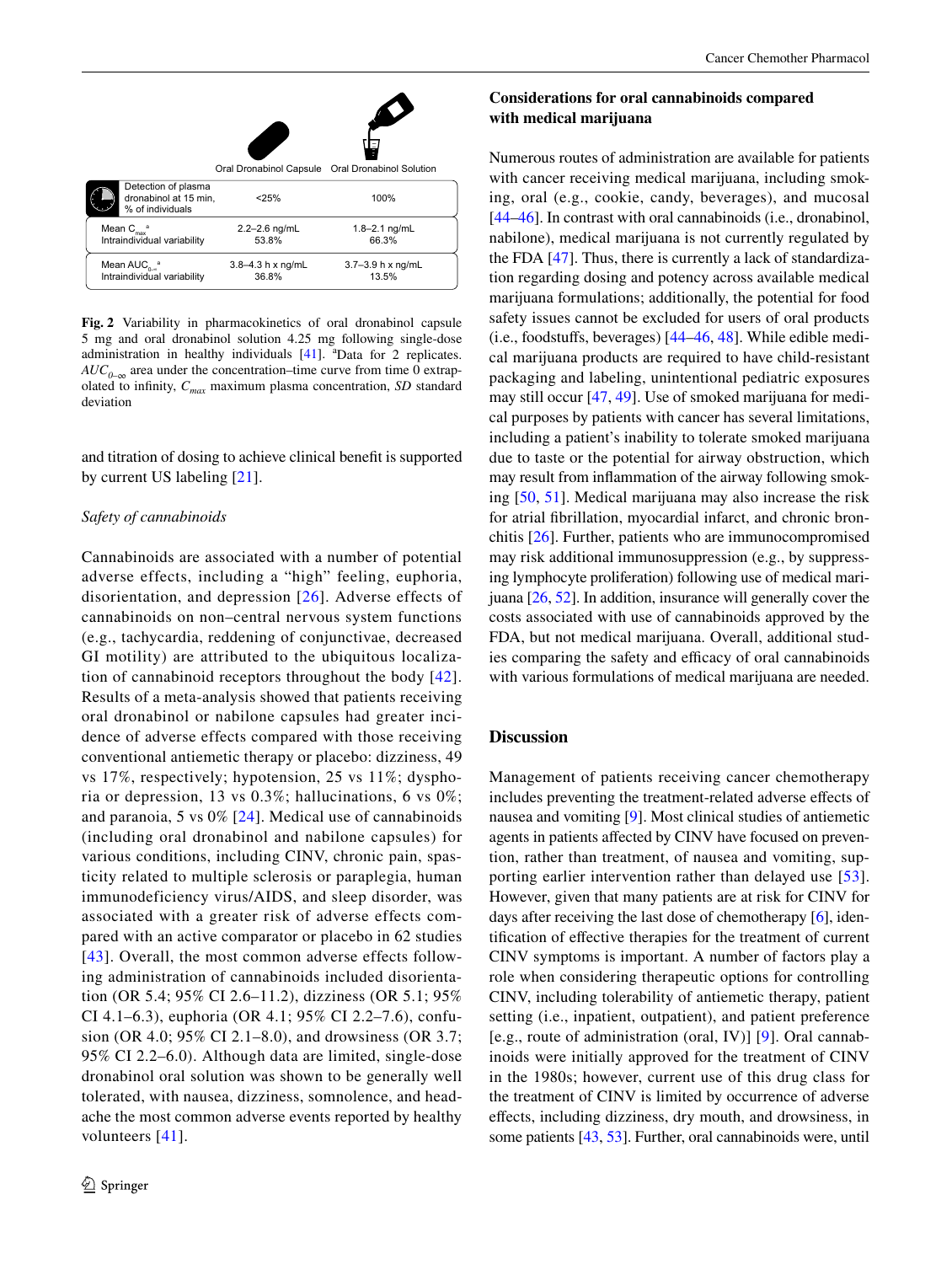| | Oral Dronabinol Capsule | Oral Dronabinol Solution |
|---|---|---|
| Detection of plasma dronabinol at 15 min, % of individuals | <25% | 100% |
| Mean $C_{max}$[a] Intraindividual variability | 2.2–2.6 ng/mL 53.8% | 1.8–2.1 ng/mL 66.3% |
| Mean $AUC_{0-\infty}$[a] Intraindividual variability | 3.8–4.3 h x ng/mL 36.8% | 3.7–3.9 h x ng/mL 13.5% |

**Fig. 2** Variability in pharmacokinetics of oral dronabinol capsule 5 mg and oral dronabinol solution 4.25 mg following single-dose administration in healthy individuals [41]. [a]Data for 2 replicates. $AUC_{0-\infty}$ area under the concentration–time curve from time 0 extrapolated to infinity, $C_{max}$ maximum plasma concentration, *SD* standard deviation

and titration of dosing to achieve clinical benefit is supported by current US labeling [21].

*Safety of cannabinoids*

Cannabinoids are associated with a number of potential adverse effects, including a "high" feeling, euphoria, disorientation, and depression [26]. Adverse effects of cannabinoids on non–central nervous system functions (e.g., tachycardia, reddening of conjunctivae, decreased GI motility) are attributed to the ubiquitous localization of cannabinoid receptors throughout the body [42]. Results of a meta-analysis showed that patients receiving oral dronabinol or nabilone capsules had greater incidence of adverse effects compared with those receiving conventional antiemetic therapy or placebo: dizziness, 49 vs 17%, respectively; hypotension, 25 vs 11%; dysphoria or depression, 13 vs 0.3%; hallucinations, 6 vs 0%; and paranoia, 5 vs 0% [24]. Medical use of cannabinoids (including oral dronabinol and nabilone capsules) for various conditions, including CINV, chronic pain, spasticity related to multiple sclerosis or paraplegia, human immunodeficiency virus/AIDS, and sleep disorder, was associated with a greater risk of adverse effects compared with an active comparator or placebo in 62 studies [43]. Overall, the most common adverse effects following administration of cannabinoids included disorientation (OR 5.4; 95% CI 2.6–11.2), dizziness (OR 5.1; 95% CI 4.1–6.3), euphoria (OR 4.1; 95% CI 2.2–7.6), confusion (OR 4.0; 95% CI 2.1–8.0), and drowsiness (OR 3.7; 95% CI 2.2–6.0). Although data are limited, single-dose dronabinol oral solution was shown to be generally well tolerated, with nausea, dizziness, somnolence, and headache the most common adverse events reported by healthy volunteers [41].

### Considerations for oral cannabinoids compared with medical marijuana

Numerous routes of administration are available for patients with cancer receiving medical marijuana, including smoking, oral (e.g., cookie, candy, beverages), and mucosal [44–46]. In contrast with oral cannabinoids (i.e., dronabinol, nabilone), medical marijuana is not currently regulated by the FDA [47]. Thus, there is currently a lack of standardization regarding dosing and potency across available medical marijuana formulations; additionally, the potential for food safety issues cannot be excluded for users of oral products (i.e., foodstuffs, beverages) [44–46, 48]. While edible medical marijuana products are required to have child-resistant packaging and labeling, unintentional pediatric exposures may still occur [47, 49]. Use of smoked marijuana for medical purposes by patients with cancer has several limitations, including a patient's inability to tolerate smoked marijuana due to taste or the potential for airway obstruction, which may result from inflammation of the airway following smoking [50, 51]. Medical marijuana may also increase the risk for atrial fibrillation, myocardial infarct, and chronic bronchitis [26]. Further, patients who are immunocompromised may risk additional immunosuppression (e.g., by suppressing lymphocyte proliferation) following use of medical marijuana [26, 52]. In addition, insurance will generally cover the costs associated with use of cannabinoids approved by the FDA, but not medical marijuana. Overall, additional studies comparing the safety and efficacy of oral cannabinoids with various formulations of medical marijuana are needed.

## Discussion

Management of patients receiving cancer chemotherapy includes preventing the treatment-related adverse effects of nausea and vomiting [9]. Most clinical studies of antiemetic agents in patients affected by CINV have focused on prevention, rather than treatment, of nausea and vomiting, supporting earlier intervention rather than delayed use [53]. However, given that many patients are at risk for CINV for days after receiving the last dose of chemotherapy [6], identification of effective therapies for the treatment of current CINV symptoms is important. A number of factors play a role when considering therapeutic options for controlling CINV, including tolerability of antiemetic therapy, patient setting (i.e., inpatient, outpatient), and patient preference [e.g., route of administration (oral, IV)] [9]. Oral cannabinoids were initially approved for the treatment of CINV in the 1980s; however, current use of this drug class for the treatment of CINV is limited by occurrence of adverse effects, including dizziness, dry mouth, and drowsiness, in some patients [43, 53]. Further, oral cannabinoids were, until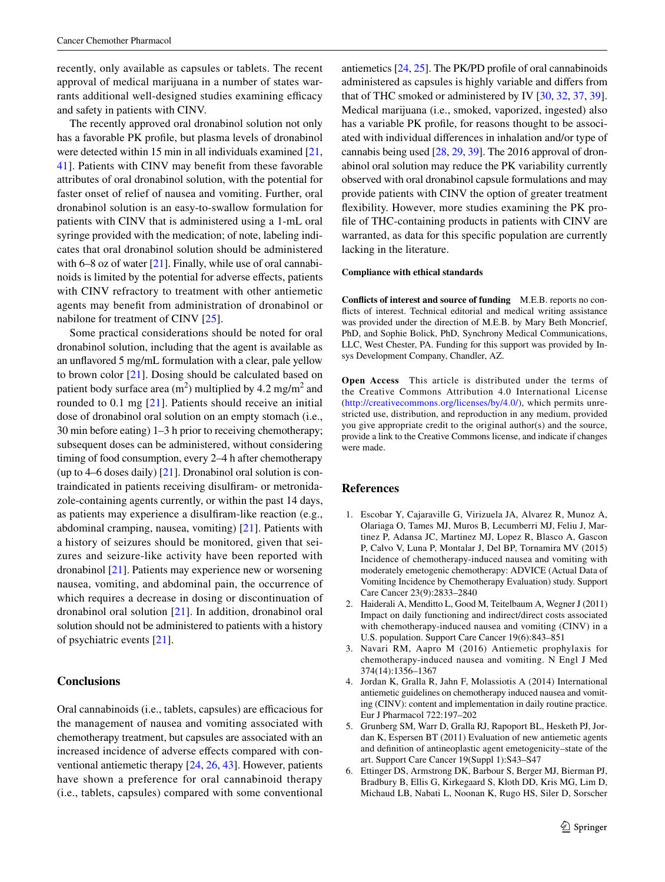recently, only available as capsules or tablets. The recent approval of medical marijuana in a number of states warrants additional well-designed studies examining efficacy and safety in patients with CINV.

The recently approved oral dronabinol solution not only has a favorable PK profile, but plasma levels of dronabinol were detected within 15 min in all individuals examined [21, 41]. Patients with CINV may benefit from these favorable attributes of oral dronabinol solution, with the potential for faster onset of relief of nausea and vomiting. Further, oral dronabinol solution is an easy-to-swallow formulation for patients with CINV that is administered using a 1-mL oral syringe provided with the medication; of note, labeling indicates that oral dronabinol solution should be administered with 6–8 oz of water [21]. Finally, while use of oral cannabinoids is limited by the potential for adverse effects, patients with CINV refractory to treatment with other antiemetic agents may benefit from administration of dronabinol or nabilone for treatment of CINV [25].

Some practical considerations should be noted for oral dronabinol solution, including that the agent is available as an unflavored 5 mg/mL formulation with a clear, pale yellow to brown color [21]. Dosing should be calculated based on patient body surface area ($m^2$) multiplied by 4.2 mg/$m^2$ and rounded to 0.1 mg [21]. Patients should receive an initial dose of dronabinol oral solution on an empty stomach (i.e., 30 min before eating) 1–3 h prior to receiving chemotherapy; subsequent doses can be administered, without considering timing of food consumption, every 2–4 h after chemotherapy (up to 4–6 doses daily) [21]. Dronabinol oral solution is contraindicated in patients receiving disulfiram- or metronidazole-containing agents currently, or within the past 14 days, as patients may experience a disulfiram-like reaction (e.g., abdominal cramping, nausea, vomiting) [21]. Patients with a history of seizures should be monitored, given that seizures and seizure-like activity have been reported with dronabinol [21]. Patients may experience new or worsening nausea, vomiting, and abdominal pain, the occurrence of which requires a decrease in dosing or discontinuation of dronabinol oral solution [21]. In addition, dronabinol oral solution should not be administered to patients with a history of psychiatric events [21].

## Conclusions

Oral cannabinoids (i.e., tablets, capsules) are efficacious for the management of nausea and vomiting associated with chemotherapy treatment, but capsules are associated with an increased incidence of adverse effects compared with conventional antiemetic therapy [24, 26, 43]. However, patients have shown a preference for oral cannabinoid therapy (i.e., tablets, capsules) compared with some conventional antiemetics [24, 25]. The PK/PD profile of oral cannabinoids administered as capsules is highly variable and differs from that of THC smoked or administered by IV [30, 32, 37, 39]. Medical marijuana (i.e., smoked, vaporized, ingested) also has a variable PK profile, for reasons thought to be associated with individual differences in inhalation and/or type of cannabis being used [28, 29, 39]. The 2016 approval of dronabinol oral solution may reduce the PK variability currently observed with oral dronabinol capsule formulations and may provide patients with CINV the option of greater treatment flexibility. However, more studies examining the PK profile of THC-containing products in patients with CINV are warranted, as data for this specific population are currently lacking in the literature.

**Compliance with ethical standards**

**Conflicts of interest and source of funding** M.E.B. reports no conflicts of interest. Technical editorial and medical writing assistance was provided under the direction of M.E.B. by Mary Beth Moncrief, PhD, and Sophie Bolick, PhD, Synchrony Medical Communications, LLC, West Chester, PA. Funding for this support was provided by Insys Development Company, Chandler, AZ.

**Open Access** This article is distributed under the terms of the Creative Commons Attribution 4.0 International License (http://creativecommons.org/licenses/by/4.0/), which permits unrestricted use, distribution, and reproduction in any medium, provided you give appropriate credit to the original author(s) and the source, provide a link to the Creative Commons license, and indicate if changes were made.

## References

1. Escobar Y, Cajaraville G, Virizuela JA, Alvarez R, Munoz A, Olariaga O, Tames MJ, Muros B, Lecumberri MJ, Feliu J, Martinez P, Adansa JC, Martinez MJ, Lopez R, Blasco A, Gascon P, Calvo V, Luna P, Montalar J, Del BP, Tornamira MV (2015) Incidence of chemotherapy-induced nausea and vomiting with moderately emetogenic chemotherapy: ADVICE (Actual Data of Vomiting Incidence by Chemotherapy Evaluation) study. Support Care Cancer 23(9):2833–2840
2. Haiderali A, Menditto L, Good M, Teitelbaum A, Wegner J (2011) Impact on daily functioning and indirect/direct costs associated with chemotherapy-induced nausea and vomiting (CINV) in a U.S. population. Support Care Cancer 19(6):843–851
3. Navari RM, Aapro M (2016) Antiemetic prophylaxis for chemotherapy-induced nausea and vomiting. N Engl J Med 374(14):1356–1367
4. Jordan K, Gralla R, Jahn F, Molassiotis A (2014) International antiemetic guidelines on chemotherapy induced nausea and vomiting (CINV): content and implementation in daily routine practice. Eur J Pharmacol 722:197–202
5. Grunberg SM, Warr D, Gralla RJ, Rapoport BL, Hesketh PJ, Jordan K, Espersen BT (2011) Evaluation of new antiemetic agents and definition of antineoplastic agent emetogenicity–state of the art. Support Care Cancer 19(Suppl 1):S43–S47
6. Ettinger DS, Armstrong DK, Barbour S, Berger MJ, Bierman PJ, Bradbury B, Ellis G, Kirkegaard S, Kloth DD, Kris MG, Lim D, Michaud LB, Nabati L, Noonan K, Rugo HS, Siler D, Sorscher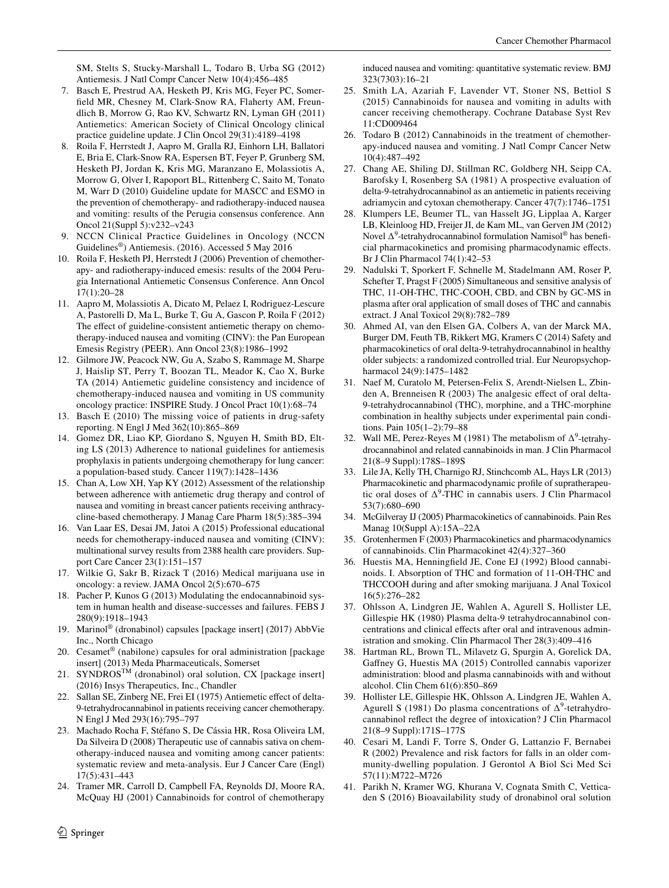SM, Stelts S, Stucky-Marshall L, Todaro B, Urba SG (2012) Antiemesis. J Natl Compr Cancer Netw 10(4):456–485

7. Basch E, Prestrud AA, Hesketh PJ, Kris MG, Feyer PC, Somerfield MR, Chesney M, Clark-Snow RA, Flaherty AM, Freundlich B, Morrow G, Rao KV, Schwartz RN, Lyman GH (2011) Antiemetics: American Society of Clinical Oncology clinical practice guideline update. J Clin Oncol 29(31):4189–4198
8. Roila F, Herrstedt J, Aapro M, Gralla RJ, Einhorn LH, Ballatori E, Bria E, Clark-Snow RA, Espersen BT, Feyer P, Grunberg SM, Hesketh PJ, Jordan K, Kris MG, Maranzano E, Molassiotis A, Morrow G, Olver I, Rapoport BL, Rittenberg C, Saito M, Tonato M, Warr D (2010) Guideline update for MASCC and ESMO in the prevention of chemotherapy- and radiotherapy-induced nausea and vomiting: results of the Perugia consensus conference. Ann Oncol 21(Suppl 5):v232–v243
9. NCCN Clinical Practice Guidelines in Oncology (NCCN Guidelines®) Antiemesis. (2016). Accessed 5 May 2016
10. Roila F, Hesketh PJ, Herrstedt J (2006) Prevention of chemotherapy- and radiotherapy-induced emesis: results of the 2004 Perugia International Antiemetic Consensus Conference. Ann Oncol 17(1):20–28
11. Aapro M, Molassiotis A, Dicato M, Pelaez I, Rodriguez-Lescure A, Pastorelli D, Ma L, Burke T, Gu A, Gascon P, Roila F (2012) The effect of guideline-consistent antiemetic therapy on chemotherapy-induced nausea and vomiting (CINV): the Pan European Emesis Registry (PEER). Ann Oncol 23(8):1986–1992
12. Gilmore JW, Peacock NW, Gu A, Szabo S, Rammage M, Sharpe J, Haislip ST, Perry T, Boozan TL, Meador K, Cao X, Burke TA (2014) Antiemetic guideline consistency and incidence of chemotherapy-induced nausea and vomiting in US community oncology practice: INSPIRE Study. J Oncol Pract 10(1):68–74
13. Basch E (2010) The missing voice of patients in drug-safety reporting. N Engl J Med 362(10):865–869
14. Gomez DR, Liao KP, Giordano S, Nguyen H, Smith BD, Elting LS (2013) Adherence to national guidelines for antiemesis prophylaxis in patients undergoing chemotherapy for lung cancer: a population-based study. Cancer 119(7):1428–1436
15. Chan A, Low XH, Yap KY (2012) Assessment of the relationship between adherence with antiemetic drug therapy and control of nausea and vomiting in breast cancer patients receiving anthracycline-based chemotherapy. J Manag Care Pharm 18(5):385–394
16. Van Laar ES, Desai JM, Jatoi A (2015) Professional educational needs for chemotherapy-induced nausea and vomiting (CINV): multinational survey results from 2388 health care providers. Support Care Cancer 23(1):151–157
17. Wilkie G, Sakr B, Rizack T (2016) Medical marijuana use in oncology: a review. JAMA Oncol 2(5):670–675
18. Pacher P, Kunos G (2013) Modulating the endocannabinoid system in human health and disease-successes and failures. FEBS J 280(9):1918–1943
19. Marinol® (dronabinol) capsules [package insert] (2017) AbbVie Inc., North Chicago
20. Cesamet® (nabilone) capsules for oral administration [package insert] (2013) Meda Pharmaceuticals, Somerset
21. SYNDROS™ (dronabinol) oral solution, CX [package insert] (2016) Insys Therapeutics, Inc., Chandler
22. Sallan SE, Zinberg NE, Frei EI (1975) Antiemetic effect of delta-9-tetrahydrocannabinol in patients receiving cancer chemotherapy. N Engl J Med 293(16):795–797
23. Machado Rocha F, Stéfano S, De Cássia HR, Rosa Oliveira LM, Da Silveira D (2008) Therapeutic use of cannabis sativa on chemotherapy-induced nausea and vomiting among cancer patients: systematic review and meta-analysis. Eur J Cancer Care (Engl) 17(5):431–443
24. Tramer MR, Carroll D, Campbell FA, Reynolds DJ, Moore RA, McQuay HJ (2001) Cannabinoids for control of chemotherapy induced nausea and vomiting: quantitative systematic review. BMJ 323(7303):16–21
25. Smith LA, Azariah F, Lavender VT, Stoner NS, Bettiol S (2015) Cannabinoids for nausea and vomiting in adults with cancer receiving chemotherapy. Cochrane Database Syst Rev 11:CD009464
26. Todaro B (2012) Cannabinoids in the treatment of chemotherapy-induced nausea and vomiting. J Natl Compr Cancer Netw 10(4):487–492
27. Chang AE, Shiling DJ, Stillman RC, Goldberg NH, Seipp CA, Barofsky I, Rosenberg SA (1981) A prospective evaluation of delta-9-tetrahydrocannabinol as an antiemetic in patients receiving adriamycin and cytoxan chemotherapy. Cancer 47(7):1746–1751
28. Klumpers LE, Beumer TL, van Hasselt JG, Lipplaa A, Karger LB, Kleinloog HD, Freijer JI, de Kam ML, van Gerven JM (2012) Novel $\Delta^9$-tetrahydrocannabinol formulation Namisol® has beneficial pharmacokinetics and promising pharmacodynamic effects. Br J Clin Pharmacol 74(1):42–53
29. Nadulski T, Sporkert F, Schnelle M, Stadelmann AM, Roser P, Schefter T, Pragst F (2005) Simultaneous and sensitive analysis of THC, 11-OH-THC, THC-COOH, CBD, and CBN by GC-MS in plasma after oral application of small doses of THC and cannabis extract. J Anal Toxicol 29(8):782–789
30. Ahmed AI, van den Elsen GA, Colbers A, van der Marck MA, Burger DM, Feuth TB, Rikkert MG, Kramers C (2014) Safety and pharmacokinetics of oral delta-9-tetrahydrocannabinol in healthy older subjects: a randomized controlled trial. Eur Neuropsychopharmacol 24(9):1475–1482
31. Naef M, Curatolo M, Petersen-Felix S, Arendt-Nielsen L, Zbinden A, Brenneisen R (2003) The analgesic effect of oral delta-9-tetrahydrocannabinol (THC), morphine, and a THC-morphine combination in healthy subjects under experimental pain conditions. Pain 105(1–2):79–88
32. Wall ME, Perez-Reyes M (1981) The metabolism of $\Delta^9$-tetrahydrocannabinol and related cannabinoids in man. J Clin Pharmacol 21(8–9 Suppl):178S–189S
33. Lile JA, Kelly TH, Charnigo RJ, Stinchcomb AL, Hays LR (2013) Pharmacokinetic and pharmacodynamic profile of supratherapeutic oral doses of $\Delta^9$-THC in cannabis users. J Clin Pharmacol 53(7):680–690
34. McGilveray IJ (2005) Pharmacokinetics of cannabinoids. Pain Res Manag 10(Suppl A):15A–22A
35. Grotenhermen F (2003) Pharmacokinetics and pharmacodynamics of cannabinoids. Clin Pharmacokinet 42(4):327–360
36. Huestis MA, Henningfield JE, Cone EJ (1992) Blood cannabinoids. I. Absorption of THC and formation of 11-OH-THC and THCCOOH during and after smoking marijuana. J Anal Toxicol 16(5):276–282
37. Ohlsson A, Lindgren JE, Wahlen A, Agurell S, Hollister LE, Gillespie HK (1980) Plasma delta-9 tetrahydrocannabinol concentrations and clinical effects after oral and intravenous administration and smoking. Clin Pharmacol Ther 28(3):409–416
38. Hartman RL, Brown TL, Milavetz G, Spurgin A, Gorelick DA, Gaffney G, Huestis MA (2015) Controlled cannabis vaporizer administration: blood and plasma cannabinoids with and without alcohol. Clin Chem 61(6):850–869
39. Hollister LE, Gillespie HK, Ohlsson A, Lindgren JE, Wahlen A, Agurell S (1981) Do plasma concentrations of $\Delta^9$-tetrahydrocannabinol reflect the degree of intoxication? J Clin Pharmacol 21(8–9 Suppl):171S–177S
40. Cesari M, Landi F, Torre S, Onder G, Lattanzio F, Bernabei R (2002) Prevalence and risk factors for falls in an older community-dwelling population. J Gerontol A Biol Sci Med Sci 57(11):M722–M726
41. Parikh N, Kramer WG, Khurana V, Cognata Smith C, Vetticaden S (2016) Bioavailability study of dronabinol oral solution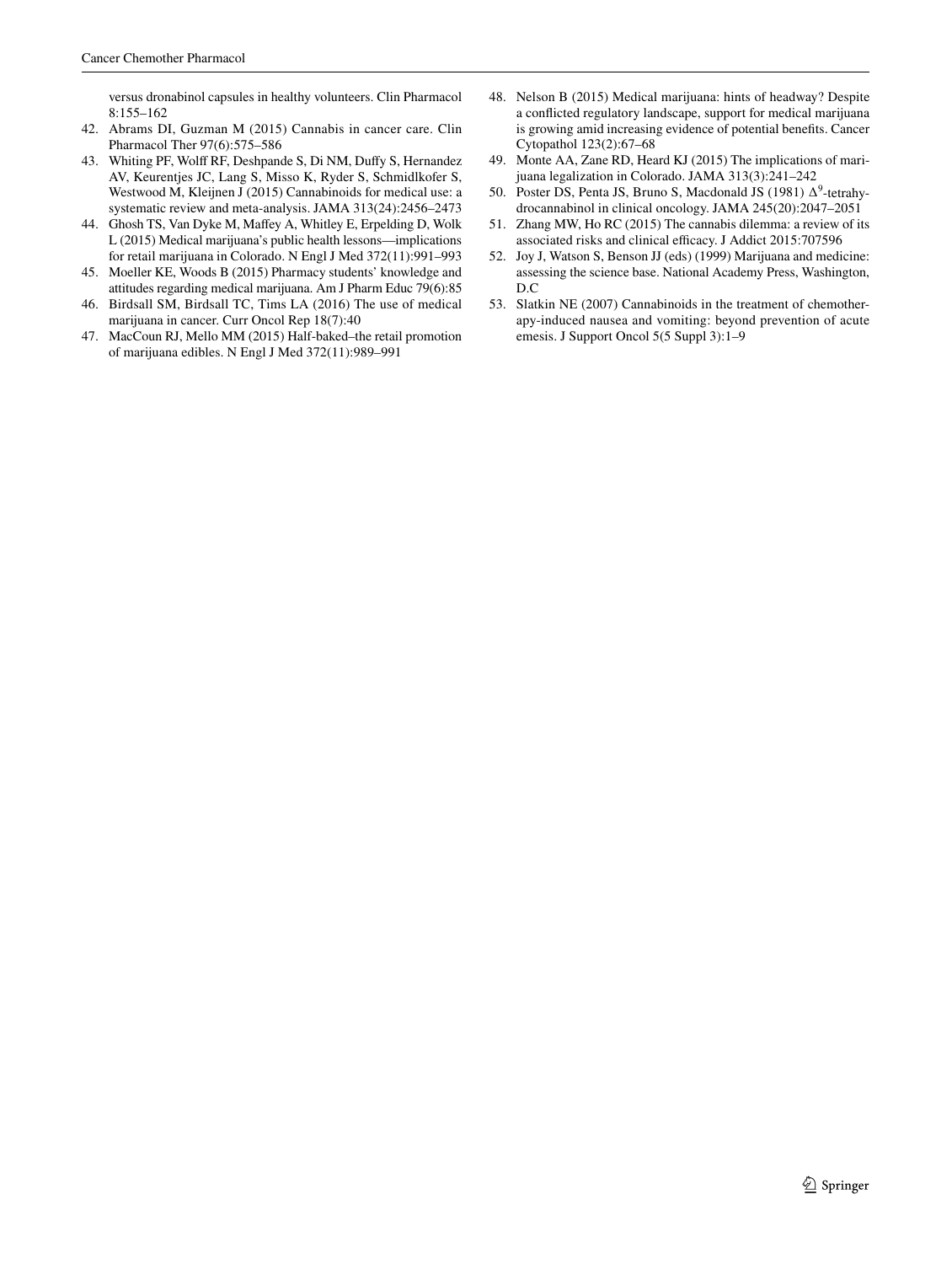versus dronabinol capsules in healthy volunteers. Clin Pharmacol 8:155–162

42. Abrams DI, Guzman M (2015) Cannabis in cancer care. Clin Pharmacol Ther 97(6):575–586
43. Whiting PF, Wolff RF, Deshpande S, Di NM, Duffy S, Hernandez AV, Keurentjes JC, Lang S, Misso K, Ryder S, Schmidlkofer S, Westwood M, Kleijnen J (2015) Cannabinoids for medical use: a systematic review and meta-analysis. JAMA 313(24):2456–2473
44. Ghosh TS, Van Dyke M, Maffey A, Whitley E, Erpelding D, Wolk L (2015) Medical marijuana's public health lessons—implications for retail marijuana in Colorado. N Engl J Med 372(11):991–993
45. Moeller KE, Woods B (2015) Pharmacy students' knowledge and attitudes regarding medical marijuana. Am J Pharm Educ 79(6):85
46. Birdsall SM, Birdsall TC, Tims LA (2016) The use of medical marijuana in cancer. Curr Oncol Rep 18(7):40
47. MacCoun RJ, Mello MM (2015) Half-baked–the retail promotion of marijuana edibles. N Engl J Med 372(11):989–991
48. Nelson B (2015) Medical marijuana: hints of headway? Despite a conflicted regulatory landscape, support for medical marijuana is growing amid increasing evidence of potential benefits. Cancer Cytopathol 123(2):67–68
49. Monte AA, Zane RD, Heard KJ (2015) The implications of marijuana legalization in Colorado. JAMA 313(3):241–242
50. Poster DS, Penta JS, Bruno S, Macdonald JS (1981) $\Delta^9$-tetrahydrocannabinol in clinical oncology. JAMA 245(20):2047–2051
51. Zhang MW, Ho RC (2015) The cannabis dilemma: a review of its associated risks and clinical efficacy. J Addict 2015:707596
52. Joy J, Watson S, Benson JJ (eds) (1999) Marijuana and medicine: assessing the science base. National Academy Press, Washington, D.C
53. Slatkin NE (2007) Cannabinoids in the treatment of chemotherapy-induced nausea and vomiting: beyond prevention of acute emesis. J Support Oncol 5(5 Suppl 3):1–9